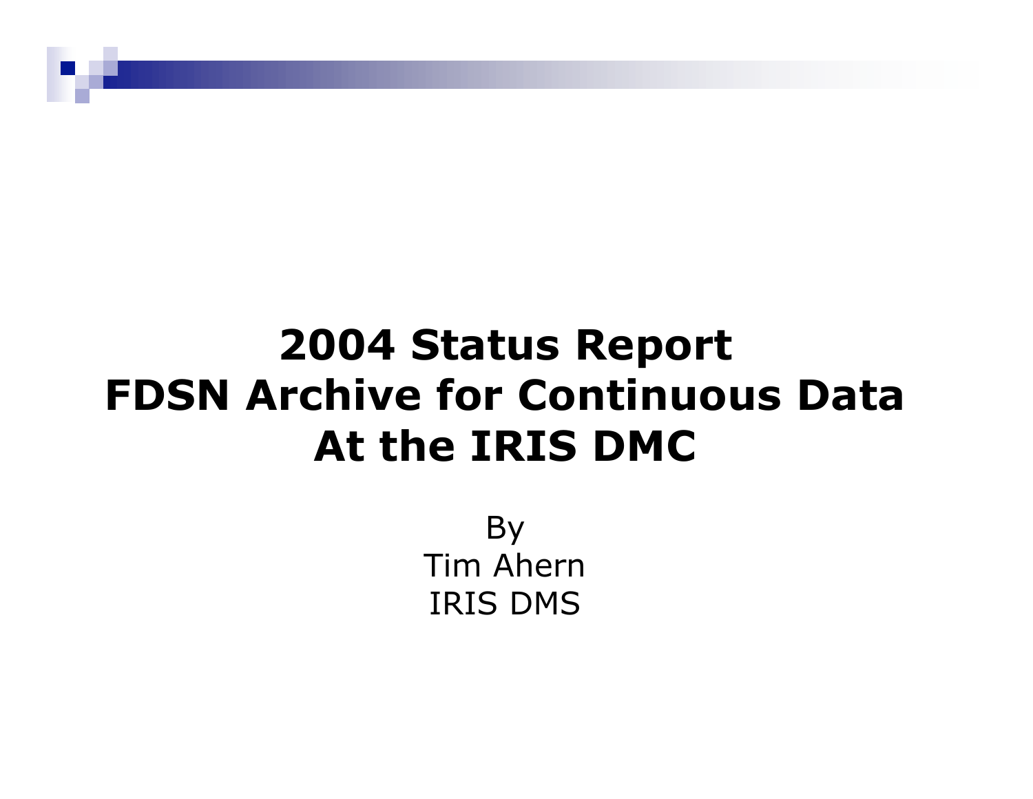# 2004 Status Report
# FDSN Archive for Continuous Data
# At the IRIS DMC

By

Tim Ahern

IRIS DMS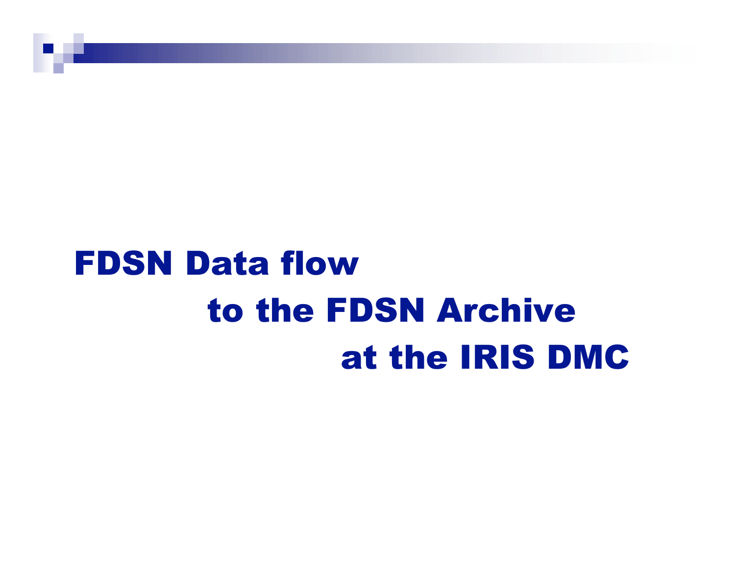# FDSN Data flow to the FDSN Archive at the IRIS DMC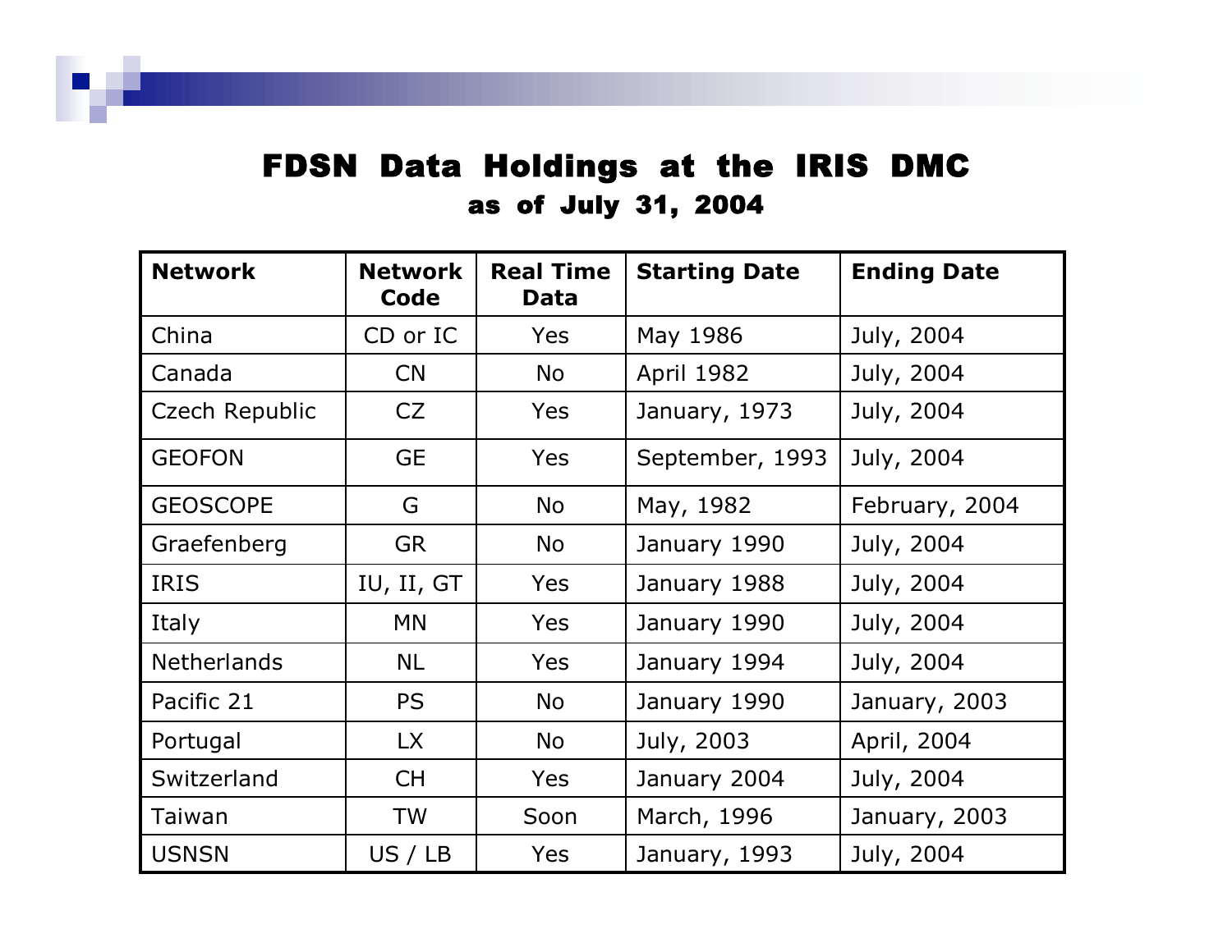# FDSN Data Holdings at the IRIS DMC

## as of July 31, 2004

| Network | Network Code | Real Time Data | Starting Date | Ending Date |
|---|---|---|---|---|
| China | CD or IC | Yes | May 1986 | July, 2004 |
| Canada | CN | No | April 1982 | July, 2004 |
| Czech Republic | CZ | Yes | January, 1973 | July, 2004 |
| GEOFON | GE | Yes | September, 1993 | July, 2004 |
| GEOSCOPE | G | No | May, 1982 | February, 2004 |
| Graefenberg | GR | No | January 1990 | July, 2004 |
| IRIS | IU, II, GT | Yes | January 1988 | July, 2004 |
| Italy | MN | Yes | January 1990 | July, 2004 |
| Netherlands | NL | Yes | January 1994 | July, 2004 |
| Pacific 21 | PS | No | January 1990 | January, 2003 |
| Portugal | LX | No | July, 2003 | April, 2004 |
| Switzerland | CH | Yes | January 2004 | July, 2004 |
| Taiwan | TW | Soon | March, 1996 | January, 2003 |
| USNSN | US / LB | Yes | January, 1993 | July, 2004 |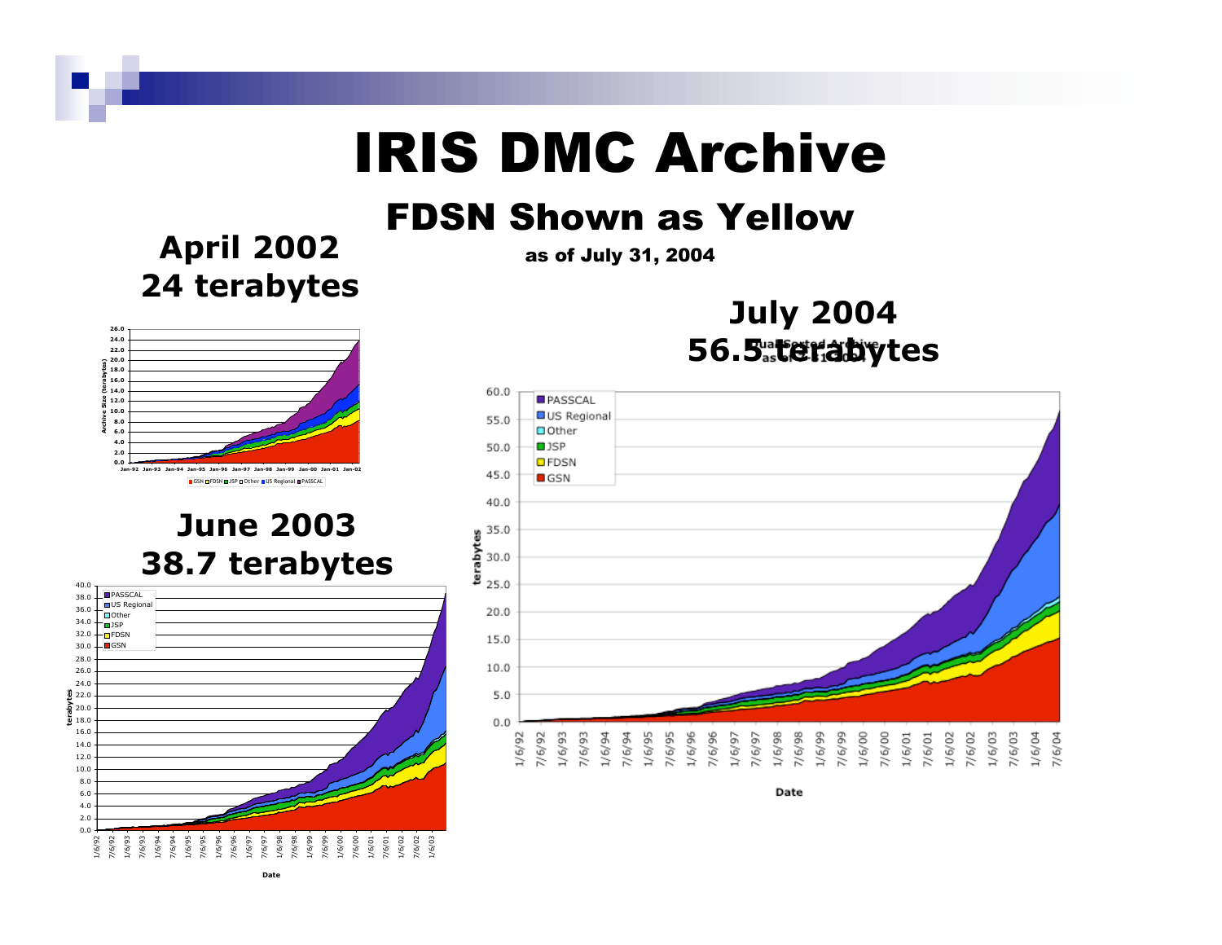# IRIS DMC Archive

## FDSN Shown as Yellow

**as of July 31, 2004**

**April 2002**
**24 terabytes**

**June 2003**
**38.7 terabytes**

**July 2004**
**56.5 terabytes**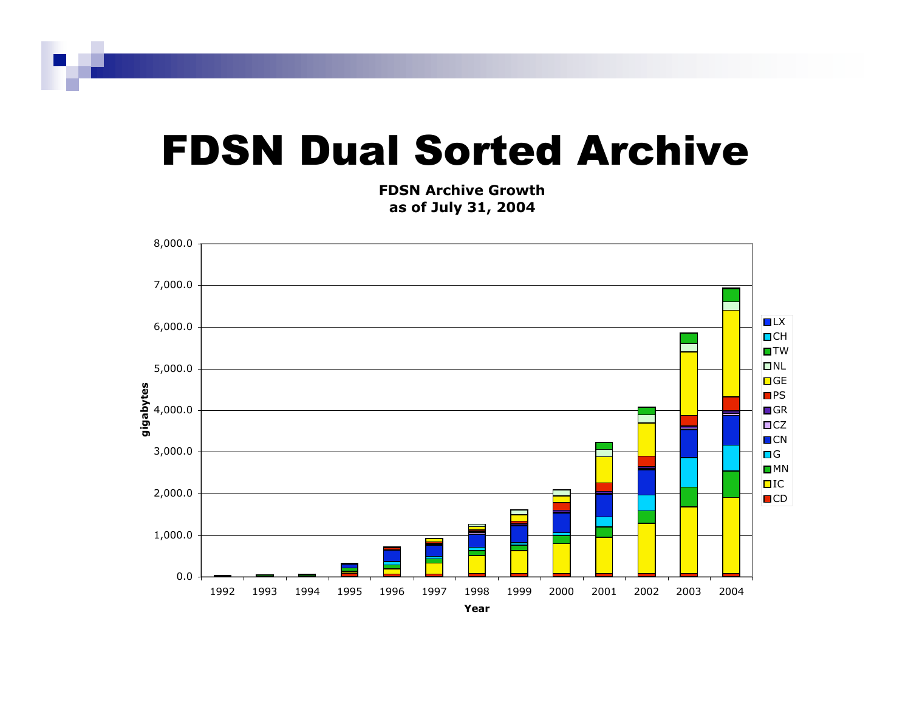# FDSN Dual Sorted Archive

**FDSN Archive Growth**
**as of July 31, 2004**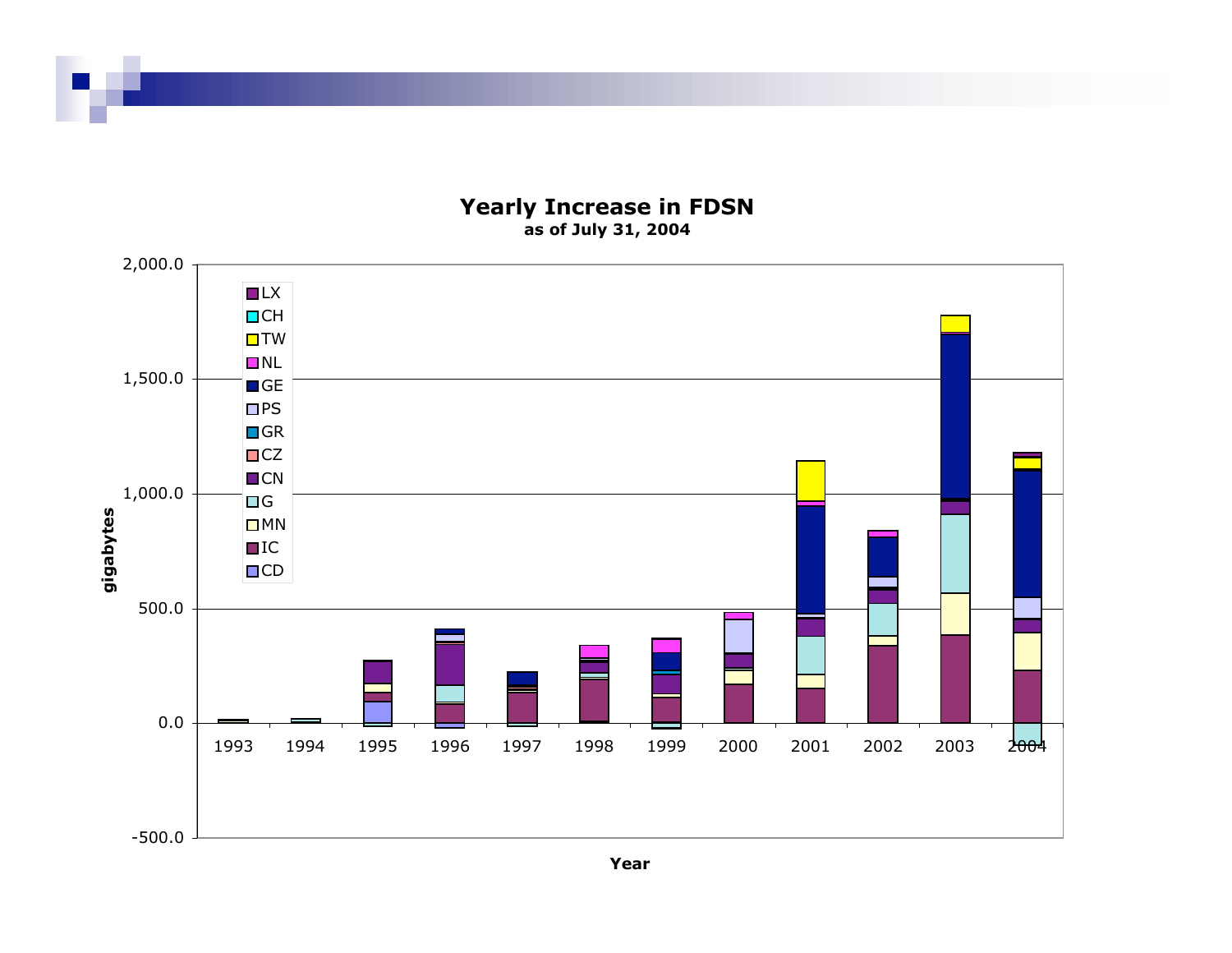## Yearly Increase in FDSN

as of July 31, 2004

gigabytes

2,000.0
1,500.0
1,000.0
500.0
0.0
-500.0

1993 1994 1995 1996 1997 1998 1999 2000 2001 2002 2003 2004

Year

LX, CH, TW, NL, GE, PS, GR, CZ, CN, G, MN, IC, CD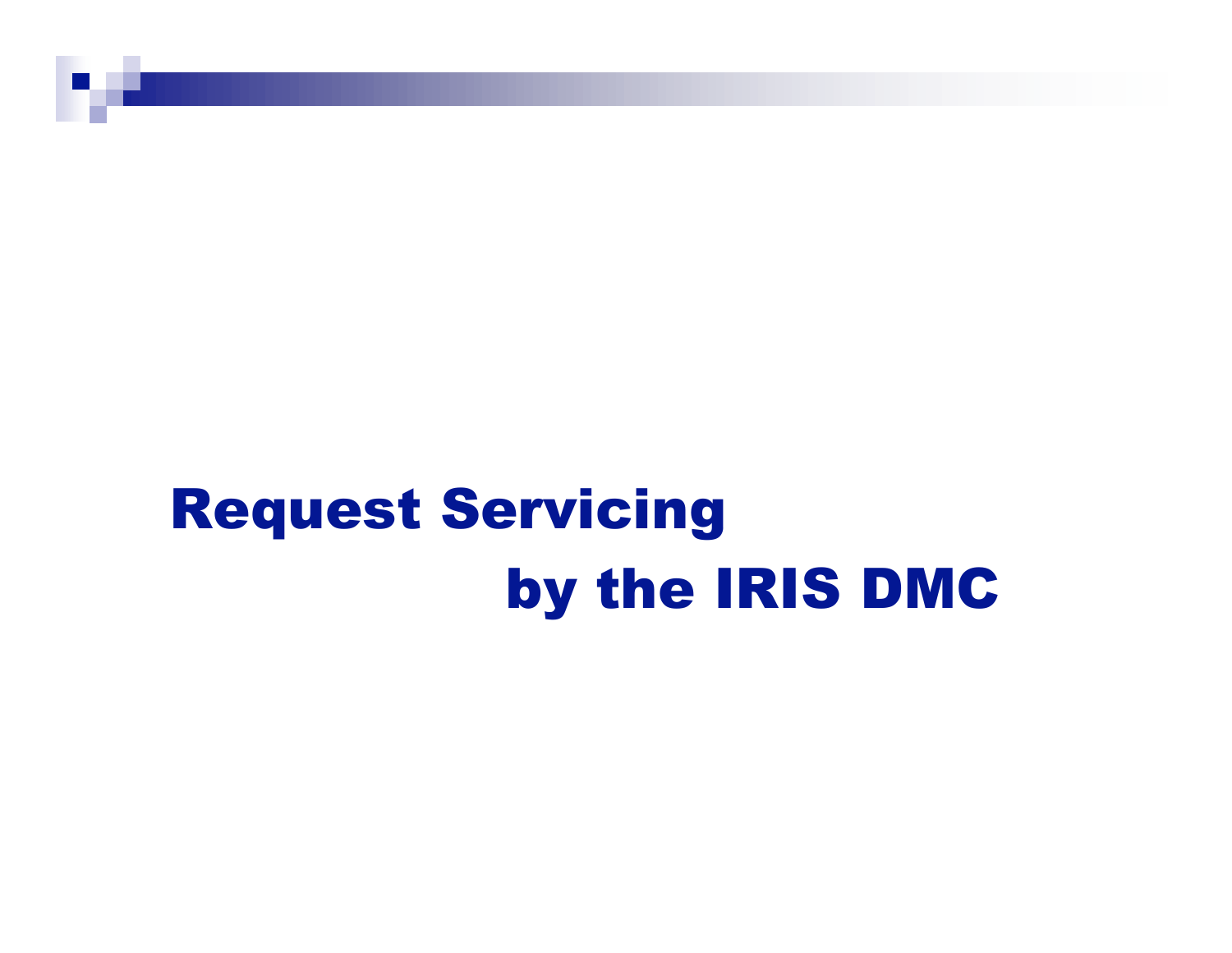# Request Servicing by the IRIS DMC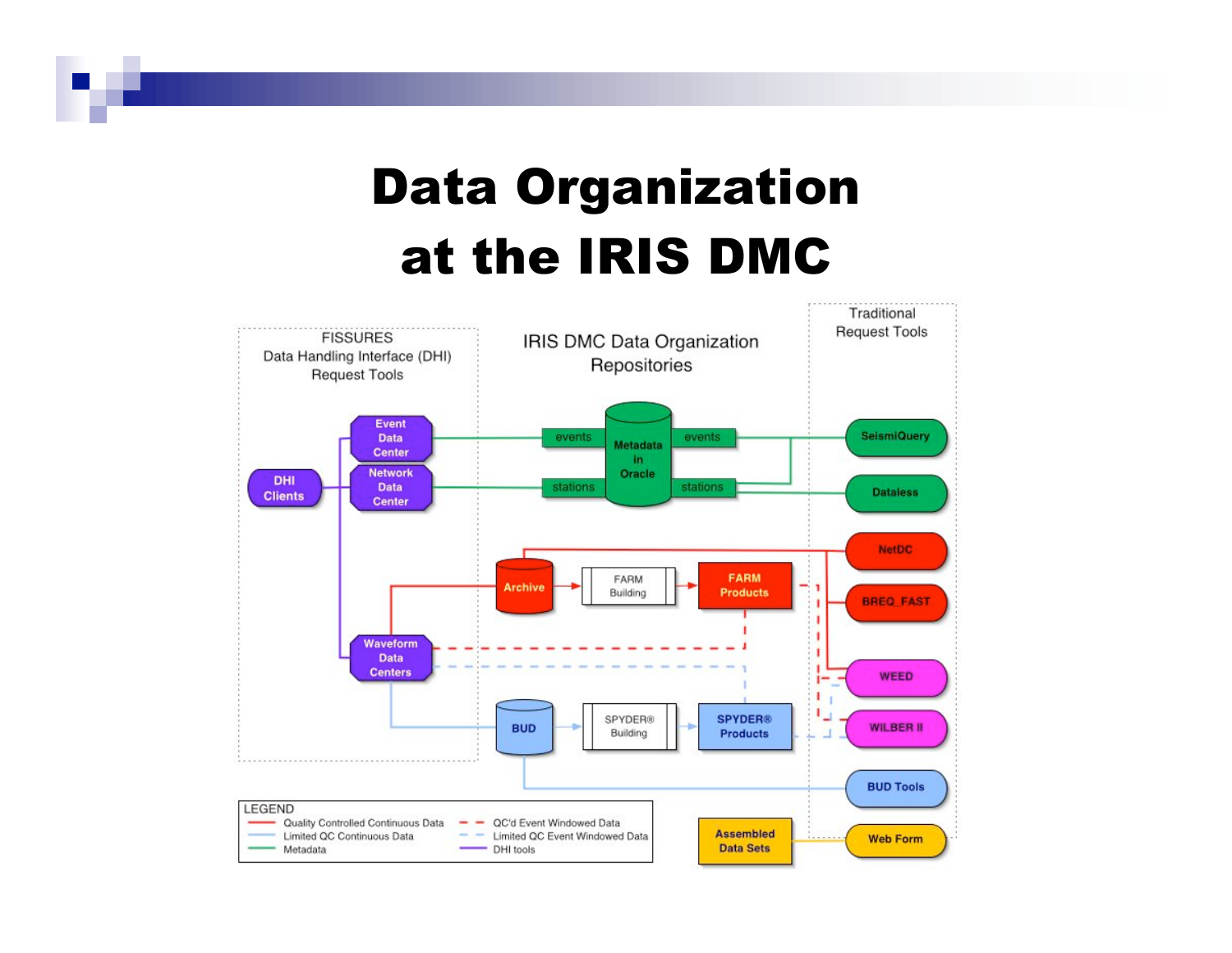# Data Organization at the IRIS DMC

FISSURES Data Handling Interface (DHI) Request Tools

IRIS DMC Data Organization Repositories

Traditional Request Tools

DHI Clients

Event Data Center

Network Data Center

Waveform Data Centers

events

stations

Metadata in Oracle

events

stations

SeismiQuery

Dataless

Archive

FARM Building

FARM Products

NetDC

BREQ_FAST

WEED

WILBER II

BUD

SPYDER® Building

SPYDER® Products

BUD Tools

Assembled Data Sets

Web Form

LEGEND

- Quality Controlled Continuous Data
- Limited QC Continuous Data
- Metadata
- QC'd Event Windowed Data
- Limited QC Event Windowed Data
- DHI tools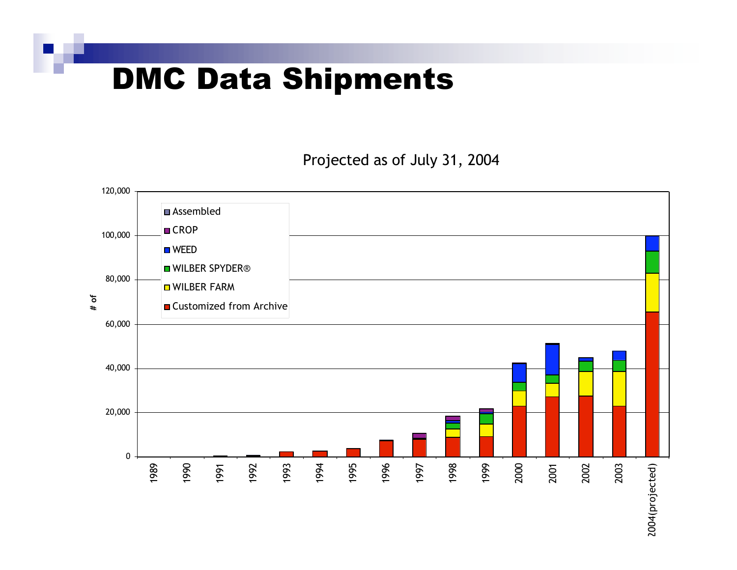# DMC Data Shipments

Projected as of July 31, 2004

120,000

100,000

80,000

60,000

40,000

20,000

0

# of

- Assembled
- CROP
- WEED
- WILBER SPYDER®
- WILBER FARM
- Customized from Archive

1989 1990 1991 1992 1993 1994 1995 1996 1997 1998 1999 2000 2001 2002 2003 2004(projected)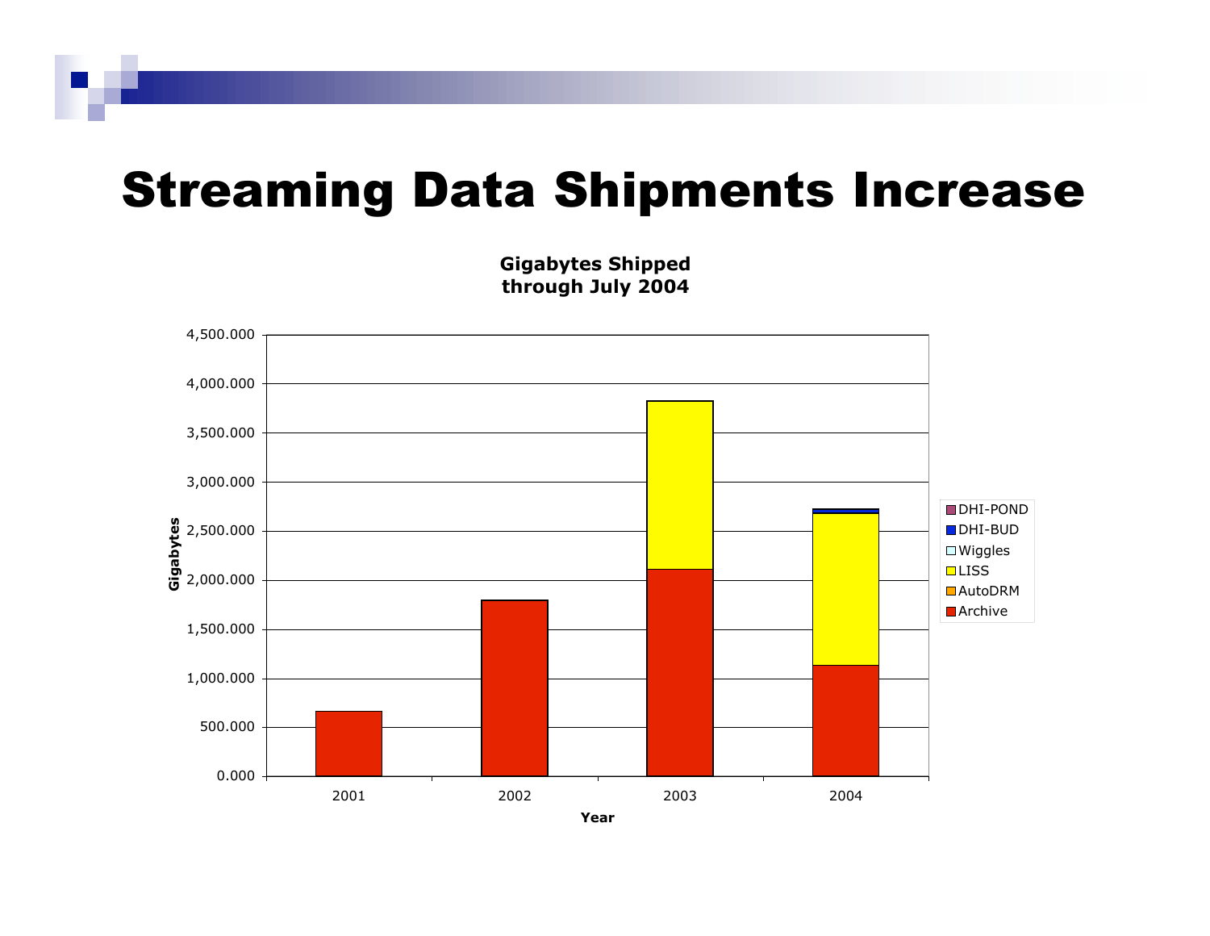# Streaming Data Shipments Increase

**Gigabytes Shipped through July 2004**

| Year | Archive | AutoDRM | LISS | Wiggles | DHI-BUD | DHI-POND |
|---|---|---|---|---|---|---|
| 2001 | | | | | | |
| 2002 | | | | | | |
| 2003 | | | | | | |
| 2004 | | | | | | |

Y-axis: Gigabytes (0.000 – 4,500.000)

X-axis: Year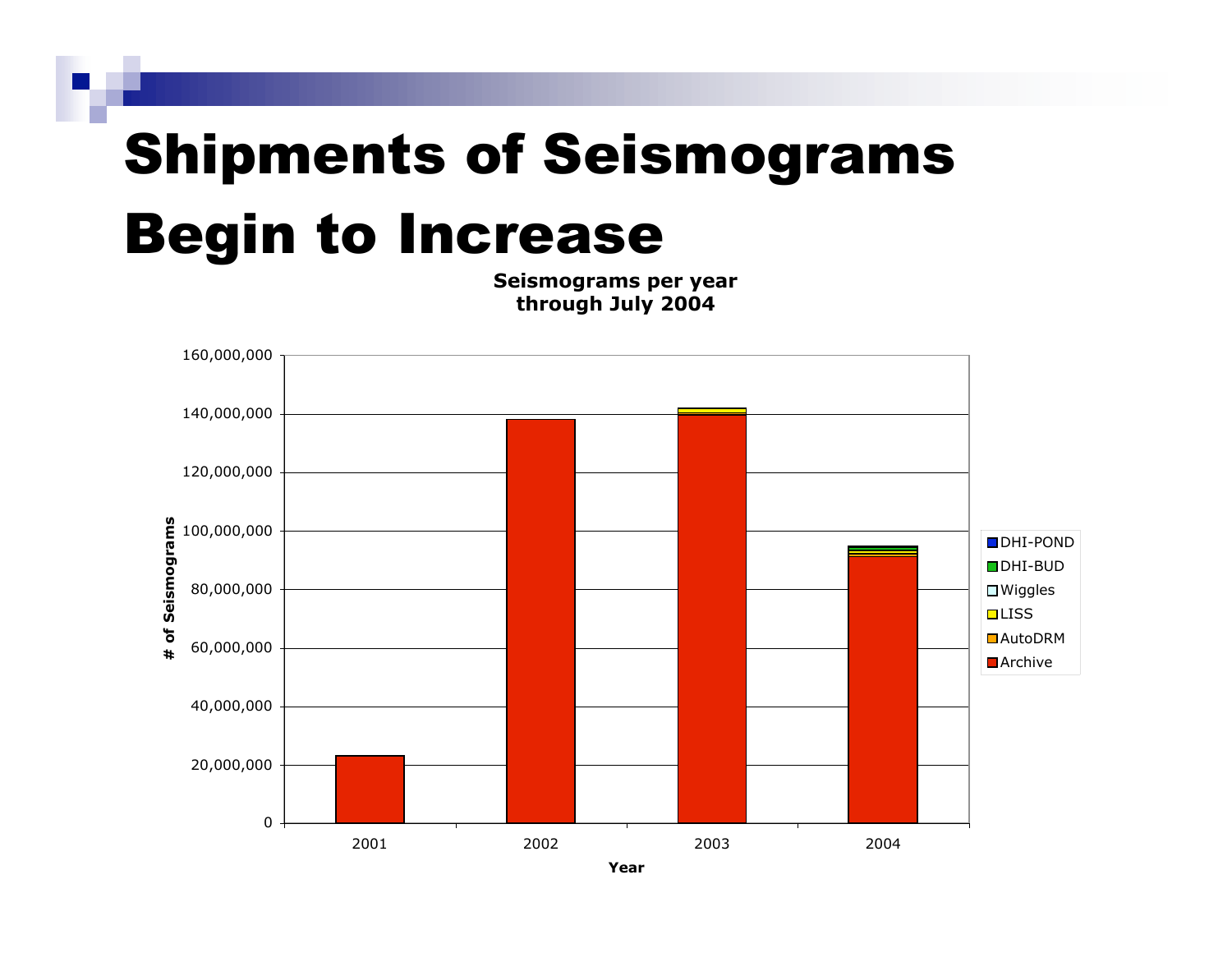# Shipments of Seismograms Begin to Increase

**Seismograms per year through July 2004**

| Year | # of Seismograms |
|---|---|
| 2001 | ~23,000,000 |
| 2002 | ~138,000,000 |
| 2003 | ~142,000,000 |
| 2004 | ~95,000,000 |

Legend: DHI-POND, DHI-BUD, Wiggles, LISS, AutoDRM, Archive

Y-axis: # of Seismograms (0 to 160,000,000)

X-axis: Year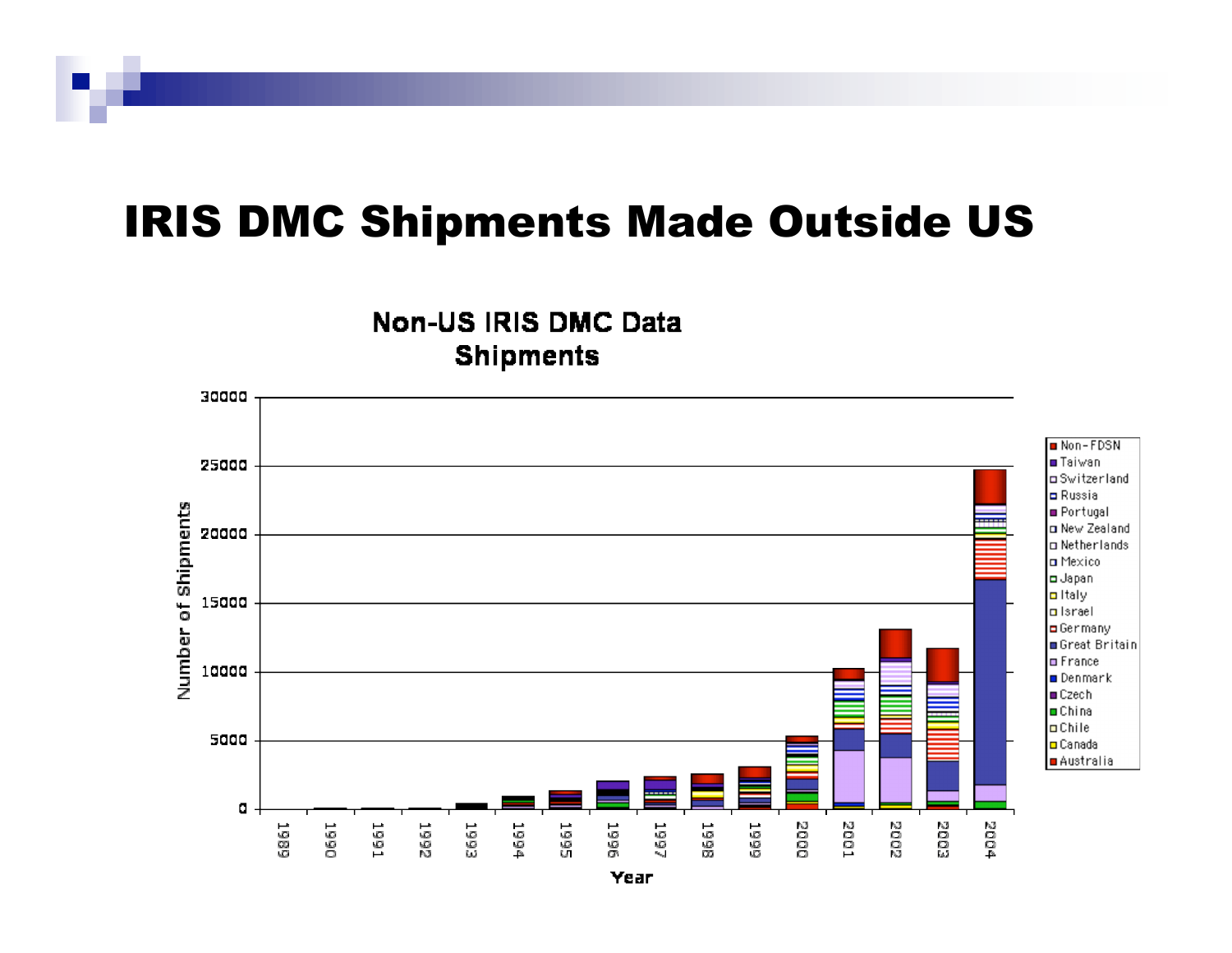# IRIS DMC Shipments Made Outside US

Non-US IRIS DMC Data Shipments

Number of Shipments

30000
25000
20000
15000
10000
5000
0

1989 1990 1991 1992 1993 1994 1995 1996 1997 1998 1999 2000 2001 2002 2003 2004

Year

- Non-FDSN
- Taiwan
- Switzerland
- Russia
- Portugal
- New Zealand
- Netherlands
- Mexico
- Japan
- Italy
- Israel
- Germany
- Great Britain
- France
- Denmark
- Czech
- China
- Chile
- Canada
- Australia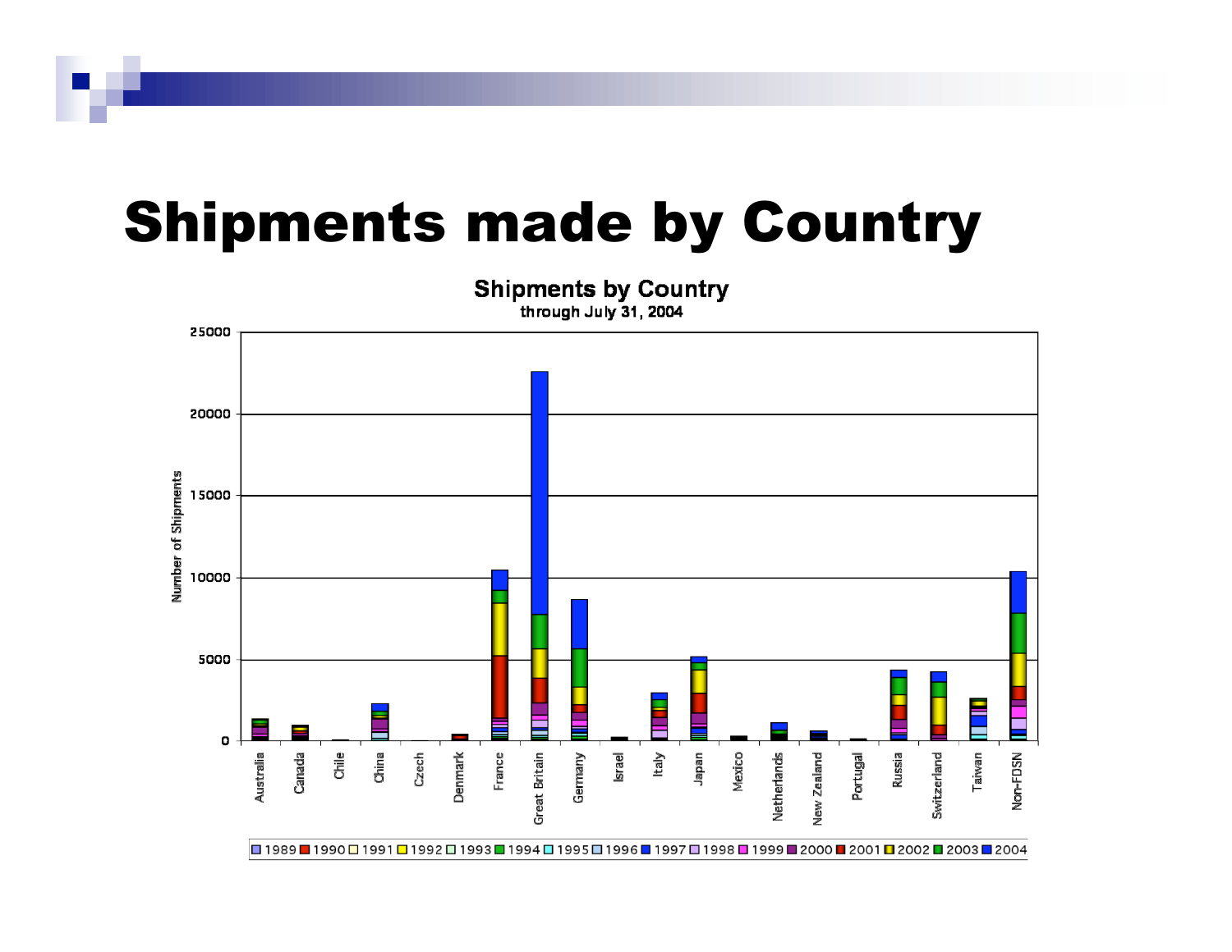# Shipments made by Country

Shipments by Country

through July 31, 2004

Number of Shipments

25000
20000
15000
10000
5000
0

Australia
Canada
Chile
China
Czech
Denmark
France
Great Britain
Germany
Israel
Italy
Japan
Mexico
Netherlands
New Zealand
Portugal
Russia
Switzerland
Taiwan
Non-FDSN

1989 1990 1991 1992 1993 1994 1995 1996 1997 1998 1999 2000 2001 2002 2003 2004